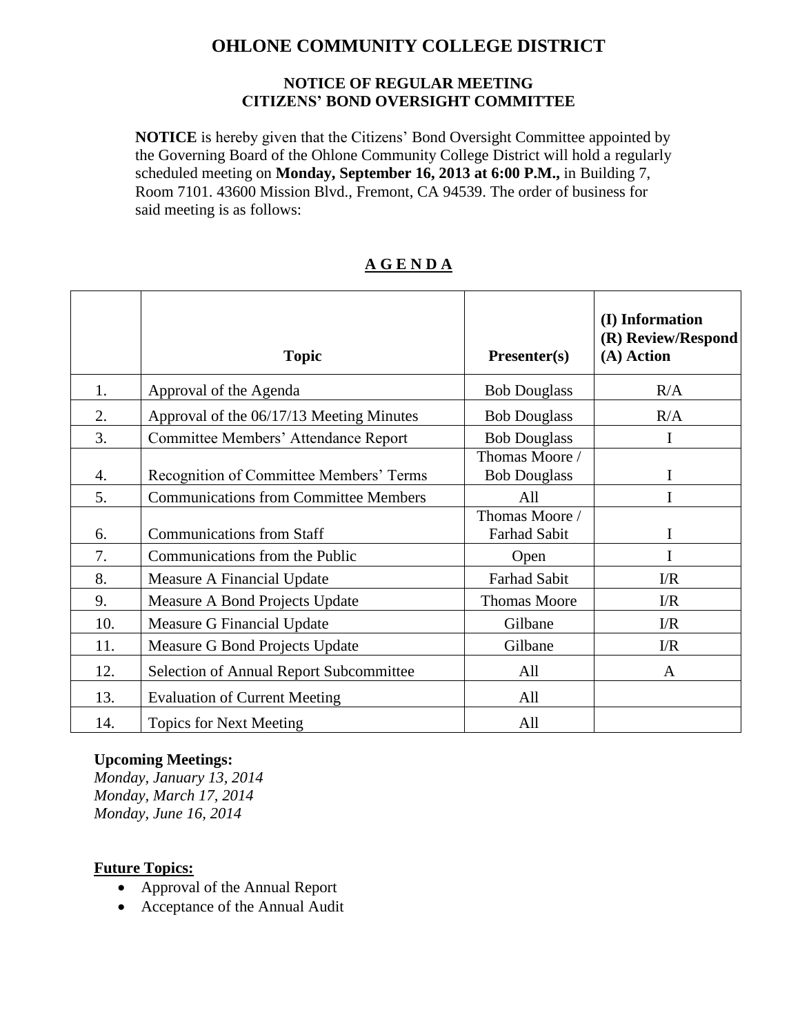# OHLONE COMMUNITY COLLEGE DISTRICT

## NOTICE OF REGULAR MEETING
## CITIZENS' BOND OVERSIGHT COMMITTEE

**NOTICE** is hereby given that the Citizens' Bond Oversight Committee appointed by the Governing Board of the Ohlone Community College District will hold a regularly scheduled meeting on **Monday, September 16, 2013 at 6:00 P.M.,** in Building 7, Room 7101. 43600 Mission Blvd., Fremont, CA 94539. The order of business for said meeting is as follows:

## A G E N D A

| | Topic | Presenter(s) | (I) Information (R) Review/Respond (A) Action |
|---|---|---|---|
| 1. | Approval of the Agenda | Bob Douglass | R/A |
| 2. | Approval of the 06/17/13 Meeting Minutes | Bob Douglass | R/A |
| 3. | Committee Members' Attendance Report | Bob Douglass | I |
| 4. | Recognition of Committee Members' Terms | Thomas Moore / Bob Douglass | I |
| 5. | Communications from Committee Members | All | I |
| 6. | Communications from Staff | Thomas Moore / Farhad Sabit | I |
| 7. | Communications from the Public | Open | I |
| 8. | Measure A Financial Update | Farhad Sabit | I/R |
| 9. | Measure A Bond Projects Update | Thomas Moore | I/R |
| 10. | Measure G Financial Update | Gilbane | I/R |
| 11. | Measure G Bond Projects Update | Gilbane | I/R |
| 12. | Selection of Annual Report Subcommittee | All | A |
| 13. | Evaluation of Current Meeting | All | |
| 14. | Topics for Next Meeting | All | |

**Upcoming Meetings:**
*Monday, January 13, 2014*
*Monday, March 17, 2014*
*Monday, June 16, 2014*

**Future Topics:**

- Approval of the Annual Report
- Acceptance of the Annual Audit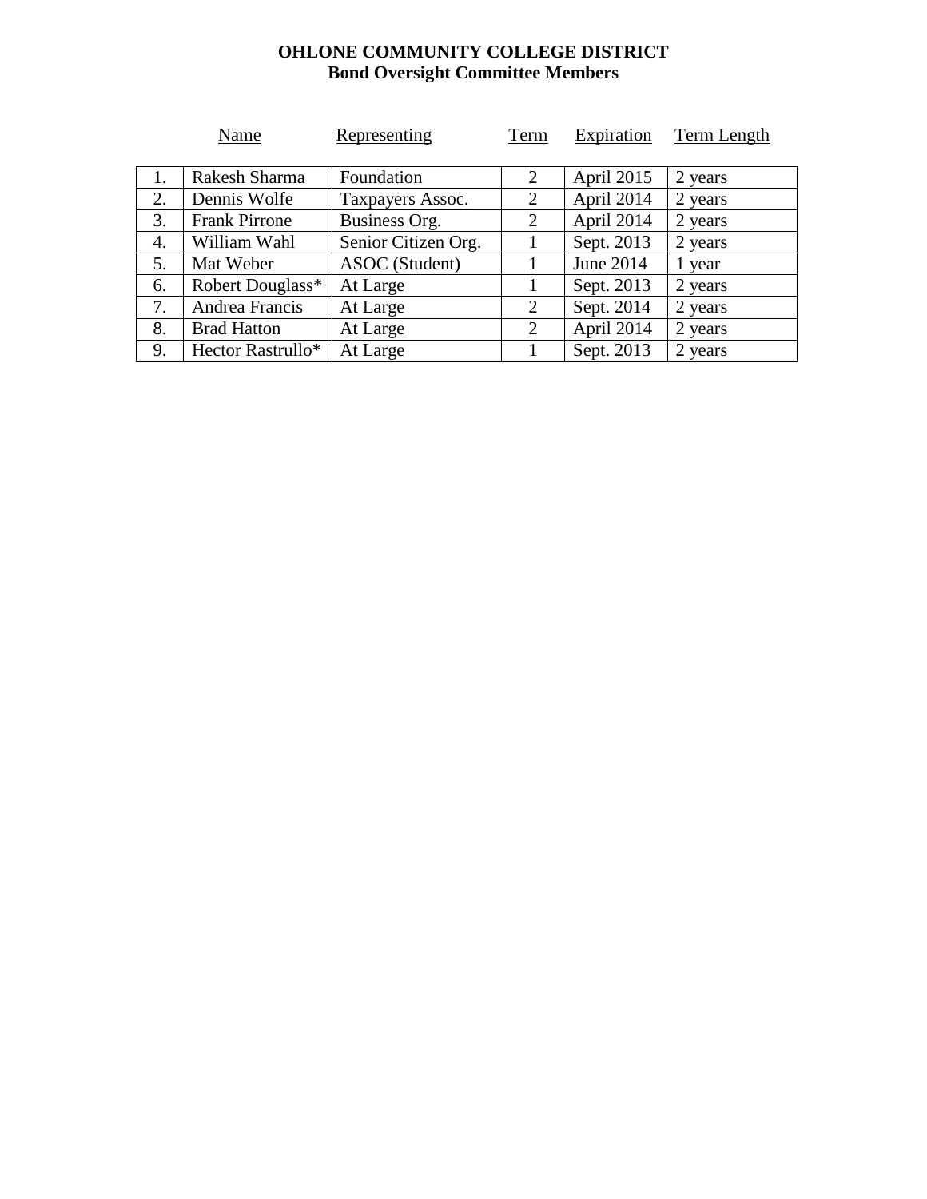**OHLONE COMMUNITY COLLEGE DISTRICT**
**Bond Oversight Committee Members**

| | Name | Representing | Term | Expiration | Term Length |
|---|---|---|---|---|---|
| 1. | Rakesh Sharma | Foundation | 2 | April 2015 | 2 years |
| 2. | Dennis Wolfe | Taxpayers Assoc. | 2 | April 2014 | 2 years |
| 3. | Frank Pirrone | Business Org. | 2 | April 2014 | 2 years |
| 4. | William Wahl | Senior Citizen Org. | 1 | Sept. 2013 | 2 years |
| 5. | Mat Weber | ASOC (Student) | 1 | June 2014 | 1 year |
| 6. | Robert Douglass* | At Large | 1 | Sept. 2013 | 2 years |
| 7. | Andrea Francis | At Large | 2 | Sept. 2014 | 2 years |
| 8. | Brad Hatton | At Large | 2 | April 2014 | 2 years |
| 9. | Hector Rastrullo* | At Large | 1 | Sept. 2013 | 2 years |